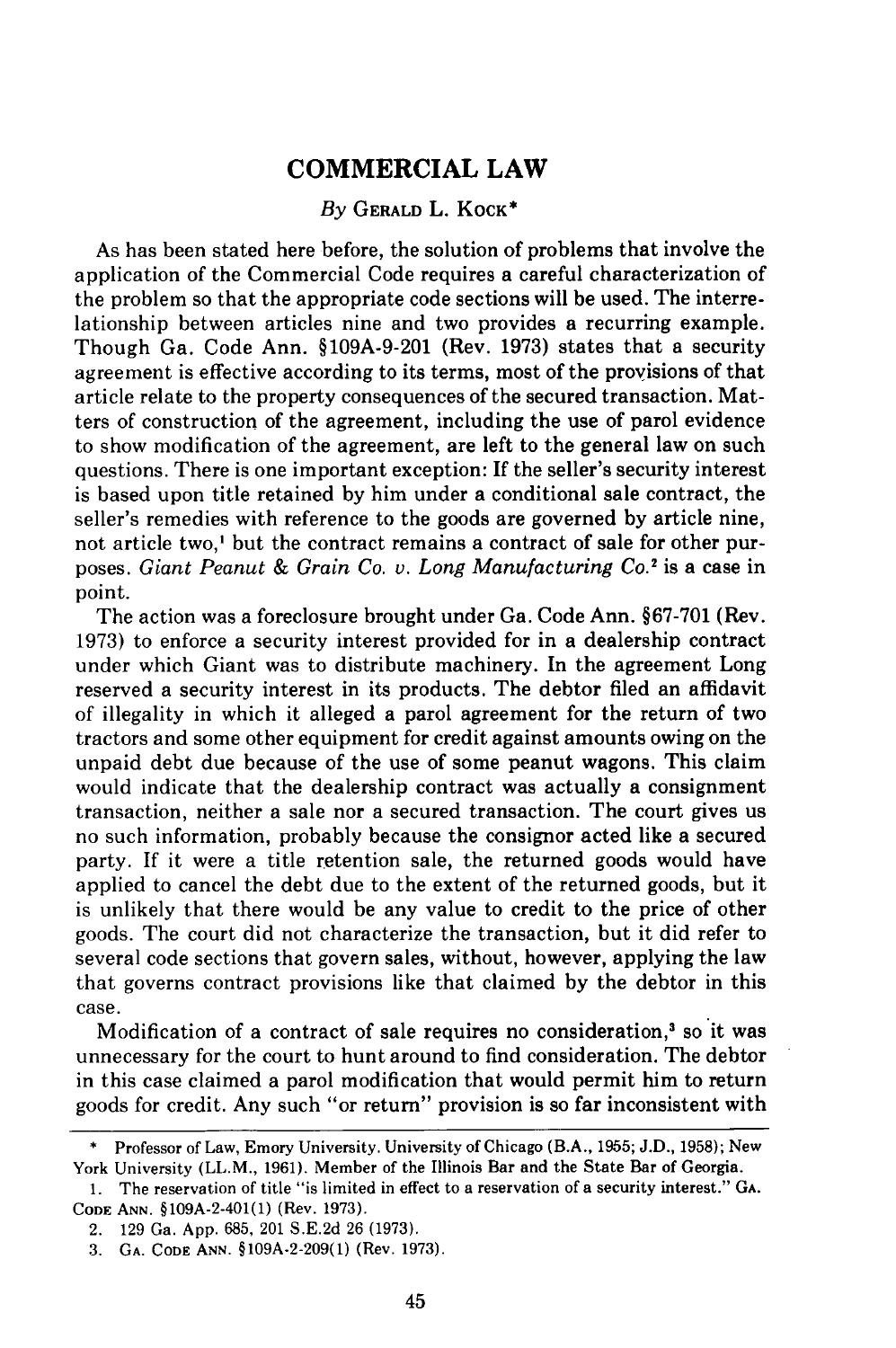# COMMERCIAL LAW

*By* GERALD L. KOCK*

As has been stated here before, the solution of problems that involve the application of the Commercial Code requires a careful characterization of the problem so that the appropriate code sections will be used. The interrelationship between articles nine and two provides a recurring example. Though Ga. Code Ann. §109A-9-201 (Rev. 1973) states that a security agreement is effective according to its terms, most of the provisions of that article relate to the property consequences of the secured transaction. Matters of construction of the agreement, including the use of parol evidence to show modification of the agreement, are left to the general law on such questions. There is one important exception: If the seller's security interest is based upon title retained by him under a conditional sale contract, the seller's remedies with reference to the goods are governed by article nine, not article two,[1] but the contract remains a contract of sale for other purposes. *Giant Peanut & Grain Co. v. Long Manufacturing Co.*[2] is a case in point.

The action was a foreclosure brought under Ga. Code Ann. §67-701 (Rev. 1973) to enforce a security interest provided for in a dealership contract under which Giant was to distribute machinery. In the agreement Long reserved a security interest in its products. The debtor filed an affidavit of illegality in which it alleged a parol agreement for the return of two tractors and some other equipment for credit against amounts owing on the unpaid debt due because of the use of some peanut wagons. This claim would indicate that the dealership contract was actually a consignment transaction, neither a sale nor a secured transaction. The court gives us no such information, probably because the consignor acted like a secured party. If it were a title retention sale, the returned goods would have applied to cancel the debt due to the extent of the returned goods, but it is unlikely that there would be any value to credit to the price of other goods. The court did not characterize the transaction, but it did refer to several code sections that govern sales, without, however, applying the law that governs contract provisions like that claimed by the debtor in this case.

Modification of a contract of sale requires no consideration,[3] so it was unnecessary for the court to hunt around to find consideration. The debtor in this case claimed a parol modification that would permit him to return goods for credit. Any such "or return" provision is so far inconsistent with

---

\* Professor of Law, Emory University. University of Chicago (B.A., 1955; J.D., 1958); New York University (LL.M., 1961). Member of the Illinois Bar and the State Bar of Georgia.

1. The reservation of title "is limited in effect to a reservation of a security interest." GA. CODE ANN. §109A-2-401(1) (Rev. 1973).

2. 129 Ga. App. 685, 201 S.E.2d 26 (1973).

3. GA. CODE ANN. §109A-2-209(1) (Rev. 1973).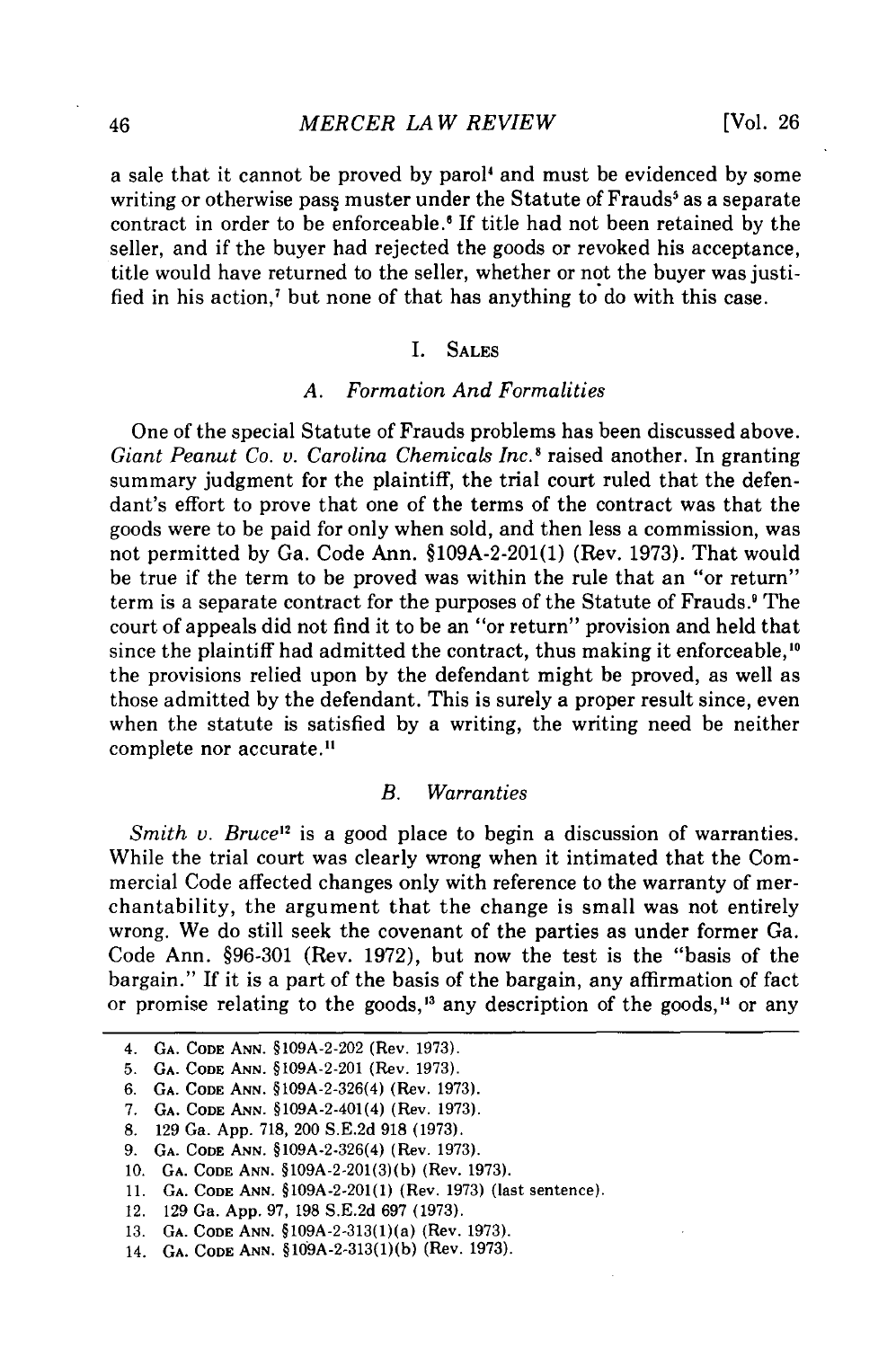a sale that it cannot be proved by parol[4] and must be evidenced by some writing or otherwise pass muster under the Statute of Frauds[5] as a separate contract in order to be enforceable.[6] If title had not been retained by the seller, and if the buyer had rejected the goods or revoked his acceptance, title would have returned to the seller, whether or not the buyer was justified in his action,[7] but none of that has anything to do with this case.

## I. SALES

### A. *Formation And Formalities*

One of the special Statute of Frauds problems has been discussed above. *Giant Peanut Co. v. Carolina Chemicals Inc.*[8] raised another. In granting summary judgment for the plaintiff, the trial court ruled that the defendant's effort to prove that one of the terms of the contract was that the goods were to be paid for only when sold, and then less a commission, was not permitted by Ga. Code Ann. §109A-2-201(1) (Rev. 1973). That would be true if the term to be proved was within the rule that an "or return" term is a separate contract for the purposes of the Statute of Frauds.[9] The court of appeals did not find it to be an "or return" provision and held that since the plaintiff had admitted the contract, thus making it enforceable,[10] the provisions relied upon by the defendant might be proved, as well as those admitted by the defendant. This is surely a proper result since, even when the statute is satisfied by a writing, the writing need be neither complete nor accurate.[11]

### B. *Warranties*

*Smith v. Bruce*[12] is a good place to begin a discussion of warranties. While the trial court was clearly wrong when it intimated that the Commercial Code affected changes only with reference to the warranty of merchantability, the argument that the change is small was not entirely wrong. We do still seek the covenant of the parties as under former Ga. Code Ann. §96-301 (Rev. 1972), but now the test is the "basis of the bargain." If it is a part of the basis of the bargain, any affirmation of fact or promise relating to the goods,[13] any description of the goods,[14] or any

---

4. GA. CODE ANN. §109A-2-202 (Rev. 1973).
5. GA. CODE ANN. §109A-2-201 (Rev. 1973).
6. GA. CODE ANN. §109A-2-326(4) (Rev. 1973).
7. GA. CODE ANN. §109A-2-401(4) (Rev. 1973).
8. 129 Ga. App. 718, 200 S.E.2d 918 (1973).
9. GA. CODE ANN. §109A-2-326(4) (Rev. 1973).
10. GA. CODE ANN. §109A-2-201(3)(b) (Rev. 1973).
11. GA. CODE ANN. §109A-2-201(1) (Rev. 1973) (last sentence).
12. 129 Ga. App. 97, 198 S.E.2d 697 (1973).
13. GA. CODE ANN. §109A-2-313(1)(a) (Rev. 1973).
14. GA. CODE ANN. §109A-2-313(1)(b) (Rev. 1973).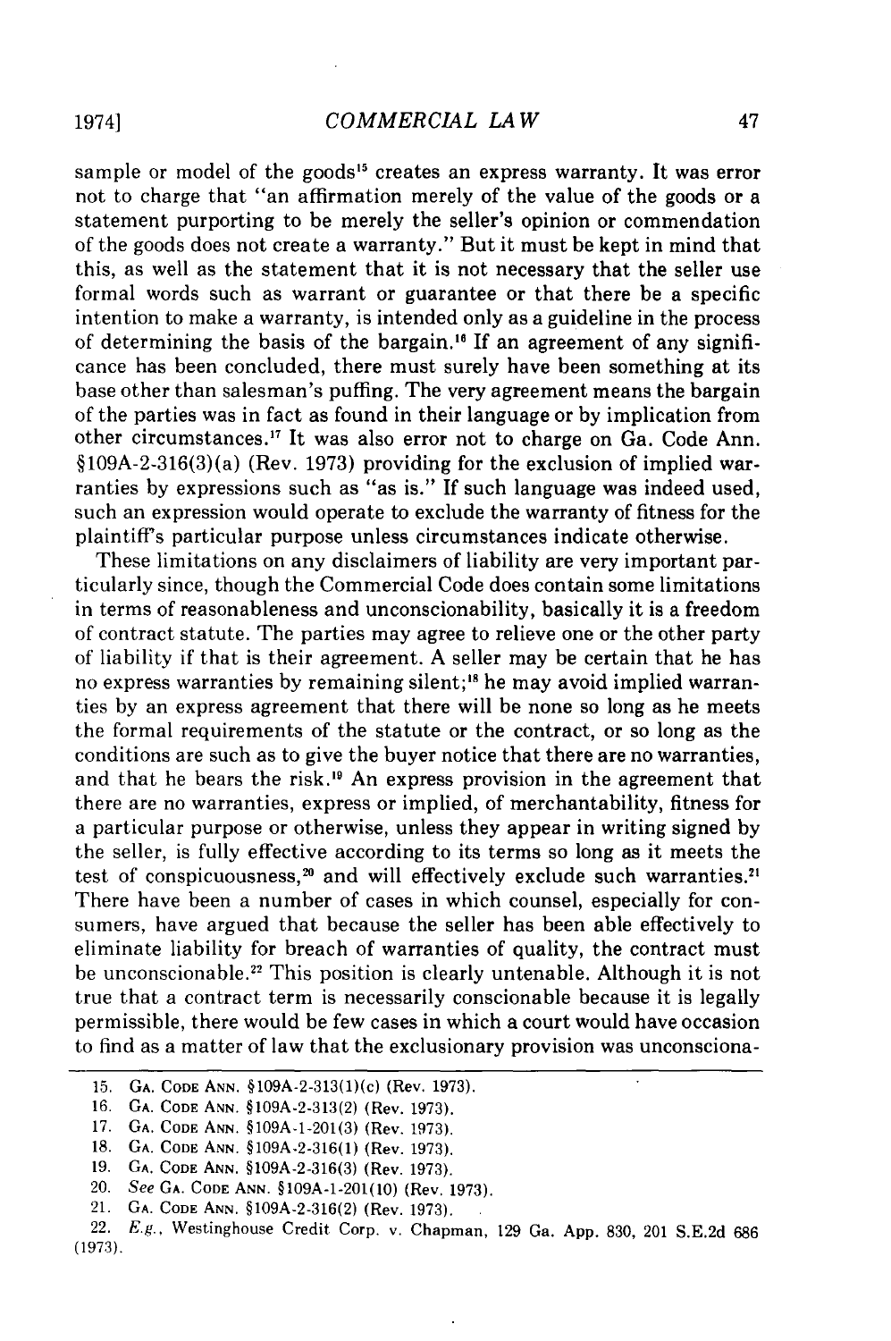sample or model of the goods[15] creates an express warranty. It was error not to charge that "an affirmation merely of the value of the goods or a statement purporting to be merely the seller's opinion or commendation of the goods does not create a warranty." But it must be kept in mind that this, as well as the statement that it is not necessary that the seller use formal words such as warrant or guarantee or that there be a specific intention to make a warranty, is intended only as a guideline in the process of determining the basis of the bargain.[16] If an agreement of any significance has been concluded, there must surely have been something at its base other than salesman's puffing. The very agreement means the bargain of the parties was in fact as found in their language or by implication from other circumstances.[17] It was also error not to charge on Ga. Code Ann. §109A-2-316(3)(a) (Rev. 1973) providing for the exclusion of implied warranties by expressions such as "as is." If such language was indeed used, such an expression would operate to exclude the warranty of fitness for the plaintiff's particular purpose unless circumstances indicate otherwise.

These limitations on any disclaimers of liability are very important particularly since, though the Commercial Code does contain some limitations in terms of reasonableness and unconscionability, basically it is a freedom of contract statute. The parties may agree to relieve one or the other party of liability if that is their agreement. A seller may be certain that he has no express warranties by remaining silent;[18] he may avoid implied warranties by an express agreement that there will be none so long as he meets the formal requirements of the statute or the contract, or so long as the conditions are such as to give the buyer notice that there are no warranties, and that he bears the risk.[19] An express provision in the agreement that there are no warranties, express or implied, of merchantability, fitness for a particular purpose or otherwise, unless they appear in writing signed by the seller, is fully effective according to its terms so long as it meets the test of conspicuousness,[20] and will effectively exclude such warranties.[21] There have been a number of cases in which counsel, especially for consumers, have argued that because the seller has been able effectively to eliminate liability for breach of warranties of quality, the contract must be unconscionable.[22] This position is clearly untenable. Although it is not true that a contract term is necessarily conscionable because it is legally permissible, there would be few cases in which a court would have occasion to find as a matter of law that the exclusionary provision was unconsciona-

---

15. GA. CODE ANN. §109A-2-313(1)(c) (Rev. 1973).
16. GA. CODE ANN. §109A-2-313(2) (Rev. 1973).
17. GA. CODE ANN. §109A-1-201(3) (Rev. 1973).
18. GA. CODE ANN. §109A-2-316(1) (Rev. 1973).
19. GA. CODE ANN. §109A-2-316(3) (Rev. 1973).
20. *See* GA. CODE ANN. §109A-1-201(10) (Rev. 1973).
21. GA. CODE ANN. §109A-2-316(2) (Rev. 1973).
22. *E.g.*, Westinghouse Credit Corp. v. Chapman, 129 Ga. App. 830, 201 S.E.2d 686 (1973).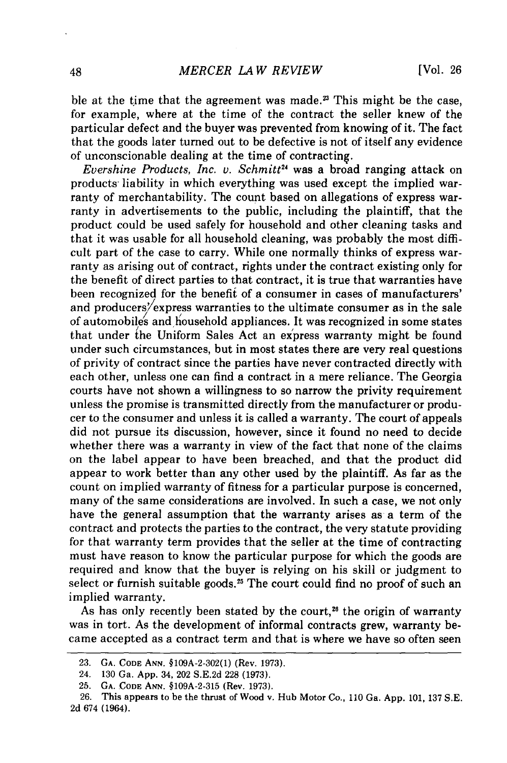ble at the time that the agreement was made.[23] This might be the case, for example, where at the time of the contract the seller knew of the particular defect and the buyer was prevented from knowing of it. The fact that the goods later turned out to be defective is not of itself any evidence of unconscionable dealing at the time of contracting.

*Evershine Products, Inc. v. Schmitt*[24] was a broad ranging attack on products liability in which everything was used except the implied warranty of merchantability. The count based on allegations of express warranty in advertisements to the public, including the plaintiff, that the product could be used safely for household and other cleaning tasks and that it was usable for all household cleaning, was probably the most difficult part of the case to carry. While one normally thinks of express warranty as arising out of contract, rights under the contract existing only for the benefit of direct parties to that contract, it is true that warranties have been recognized for the benefit of a consumer in cases of manufacturers' and producers' express warranties to the ultimate consumer as in the sale of automobiles and household appliances. It was recognized in some states that under the Uniform Sales Act an express warranty might be found under such circumstances, but in most states there are very real questions of privity of contract since the parties have never contracted directly with each other, unless one can find a contract in a mere reliance. The Georgia courts have not shown a willingness to so narrow the privity requirement unless the promise is transmitted directly from the manufacturer or producer to the consumer and unless it is called a warranty. The court of appeals did not pursue its discussion, however, since it found no need to decide whether there was a warranty in view of the fact that none of the claims on the label appear to have been breached, and that the product did appear to work better than any other used by the plaintiff. As far as the count on implied warranty of fitness for a particular purpose is concerned, many of the same considerations are involved. In such a case, we not only have the general assumption that the warranty arises as a term of the contract and protects the parties to the contract, the very statute providing for that warranty term provides that the seller at the time of contracting must have reason to know the particular purpose for which the goods are required and know that the buyer is relying on his skill or judgment to select or furnish suitable goods.[25] The court could find no proof of such an implied warranty.

As has only recently been stated by the court,[26] the origin of warranty was in tort. As the development of informal contracts grew, warranty became accepted as a contract term and that is where we have so often seen

---

23. GA. CODE ANN. §109A-2-302(1) (Rev. 1973).

24. 130 Ga. App. 34, 202 S.E.2d 228 (1973).

25. GA. CODE ANN. §109A-2-315 (Rev. 1973).

26. This appears to be the thrust of Wood v. Hub Motor Co., 110 Ga. App. 101, 137 S.E. 2d 674 (1964).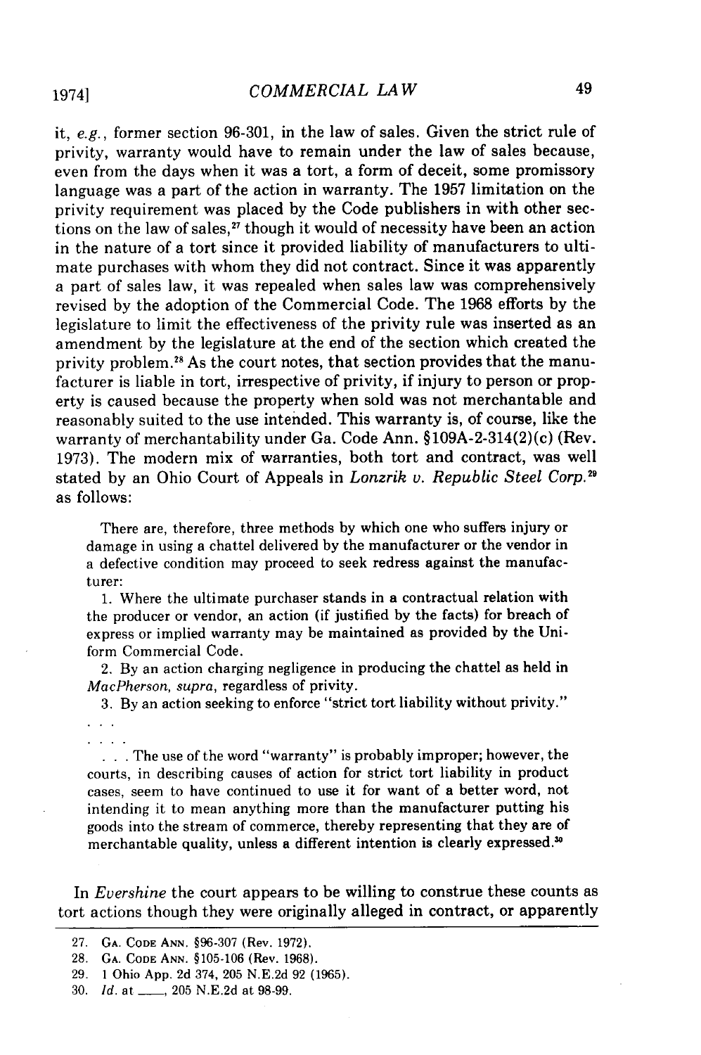it, *e.g.*, former section 96-301, in the law of sales. Given the strict rule of privity, warranty would have to remain under the law of sales because, even from the days when it was a tort, a form of deceit, some promissory language was a part of the action in warranty. The 1957 limitation on the privity requirement was placed by the Code publishers in with other sections on the law of sales,[27] though it would of necessity have been an action in the nature of a tort since it provided liability of manufacturers to ultimate purchases with whom they did not contract. Since it was apparently a part of sales law, it was repealed when sales law was comprehensively revised by the adoption of the Commercial Code. The 1968 efforts by the legislature to limit the effectiveness of the privity rule was inserted as an amendment by the legislature at the end of the section which created the privity problem.[28] As the court notes, that section provides that the manufacturer is liable in tort, irrespective of privity, if injury to person or property is caused because the property when sold was not merchantable and reasonably suited to the use intended. This warranty is, of course, like the warranty of merchantability under Ga. Code Ann. §109A-2-314(2)(c) (Rev. 1973). The modern mix of warranties, both tort and contract, was well stated by an Ohio Court of Appeals in *Lonzrik v. Republic Steel Corp.*[29] as follows:

> There are, therefore, three methods by which one who suffers injury or damage in using a chattel delivered by the manufacturer or the vendor in a defective condition may proceed to seek redress against the manufacturer:
>
> 1. Where the ultimate purchaser stands in a contractual relation with the producer or vendor, an action (if justified by the facts) for breach of express or implied warranty may be maintained as provided by the Uniform Commercial Code.
>
> 2. By an action charging negligence in producing the chattel as held in *MacPherson, supra*, regardless of privity.
>
> 3. By an action seeking to enforce "strict tort liability without privity."
>
> . . .
>
> . . . .
>
> . . . The use of the word "warranty" is probably improper; however, the courts, in describing causes of action for strict tort liability in product cases, seem to have continued to use it for want of a better word, not intending it to mean anything more than the manufacturer putting his goods into the stream of commerce, thereby representing that they are of merchantable quality, unless a different intention is clearly expressed.[30]

In *Evershine* the court appears to be willing to construe these counts as tort actions though they were originally alleged in contract, or apparently

---

27. Ga. Code Ann. §96-307 (Rev. 1972).
28. Ga. Code Ann. §105-106 (Rev. 1968).
29. 1 Ohio App. 2d 374, 205 N.E.2d 92 (1965).
30. *Id.* at \_\_\_\_, 205 N.E.2d at 98-99.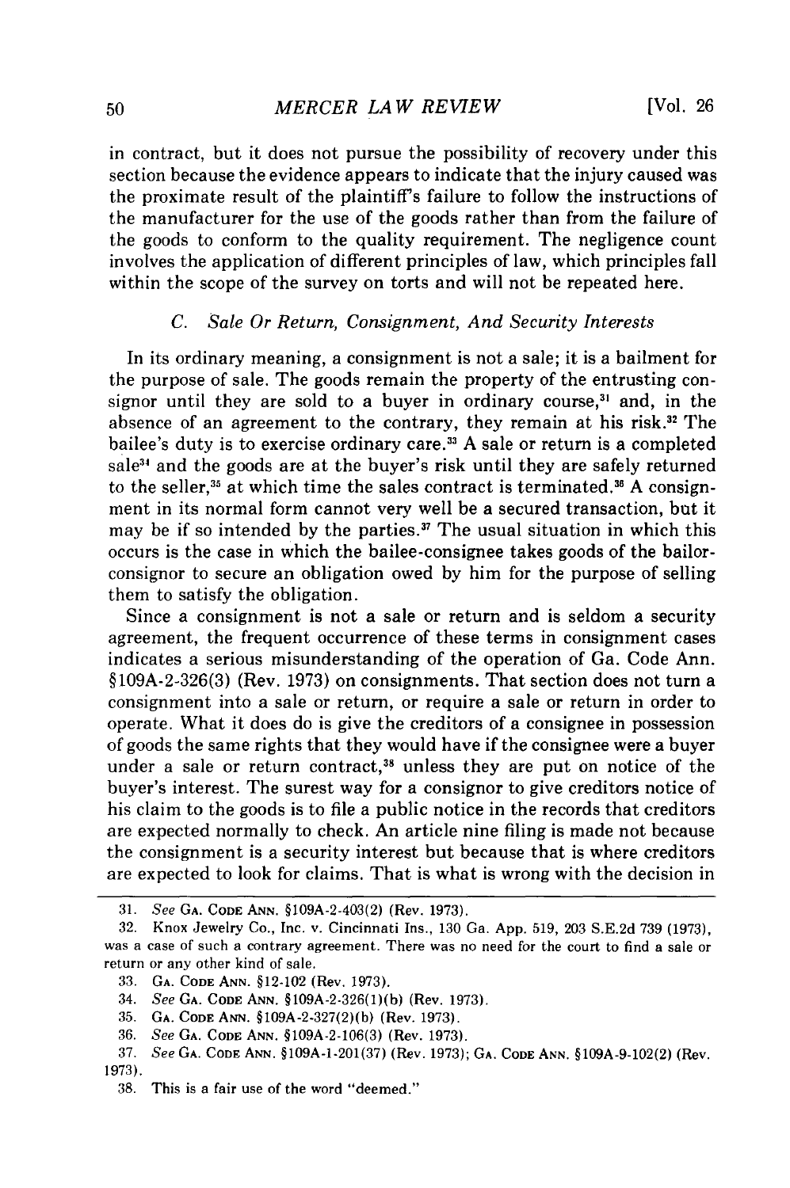in contract, but it does not pursue the possibility of recovery under this section because the evidence appears to indicate that the injury caused was the proximate result of the plaintiff's failure to follow the instructions of the manufacturer for the use of the goods rather than from the failure of the goods to conform to the quality requirement. The negligence count involves the application of different principles of law, which principles fall within the scope of the survey on torts and will not be repeated here.

### C. *Sale Or Return, Consignment, And Security Interests*

In its ordinary meaning, a consignment is not a sale; it is a bailment for the purpose of sale. The goods remain the property of the entrusting consignor until they are sold to a buyer in ordinary course,[31] and, in the absence of an agreement to the contrary, they remain at his risk.[32] The bailee's duty is to exercise ordinary care.[33] A sale or return is a completed sale[34] and the goods are at the buyer's risk until they are safely returned to the seller,[35] at which time the sales contract is terminated.[36] A consignment in its normal form cannot very well be a secured transaction, but it may be if so intended by the parties.[37] The usual situation in which this occurs is the case in which the bailee-consignee takes goods of the bailor-consignor to secure an obligation owed by him for the purpose of selling them to satisfy the obligation.

Since a consignment is not a sale or return and is seldom a security agreement, the frequent occurrence of these terms in consignment cases indicates a serious misunderstanding of the operation of Ga. Code Ann. §109A-2-326(3) (Rev. 1973) on consignments. That section does not turn a consignment into a sale or return, or require a sale or return in order to operate. What it does do is give the creditors of a consignee in possession of goods the same rights that they would have if the consignee were a buyer under a sale or return contract,[38] unless they are put on notice of the buyer's interest. The surest way for a consignor to give creditors notice of his claim to the goods is to file a public notice in the records that creditors are expected normally to check. An article nine filing is made not because the consignment is a security interest but because that is where creditors are expected to look for claims. That is what is wrong with the decision in

---

31. *See* GA. CODE ANN. §109A-2-403(2) (Rev. 1973).

32. Knox Jewelry Co., Inc. v. Cincinnati Ins., 130 Ga. App. 519, 203 S.E.2d 739 (1973), was a case of such a contrary agreement. There was no need for the court to find a sale or return or any other kind of sale.

33. GA. CODE ANN. §12-102 (Rev. 1973).

34. *See* GA. CODE ANN. §109A-2-326(1)(b) (Rev. 1973).

35. GA. CODE ANN. §109A-2-327(2)(b) (Rev. 1973).

36. *See* GA. CODE ANN. §109A-2-106(3) (Rev. 1973).

37. *See* GA. CODE ANN. §109A-1-201(37) (Rev. 1973); GA. CODE ANN. §109A-9-102(2) (Rev. 1973).

38. This is a fair use of the word "deemed."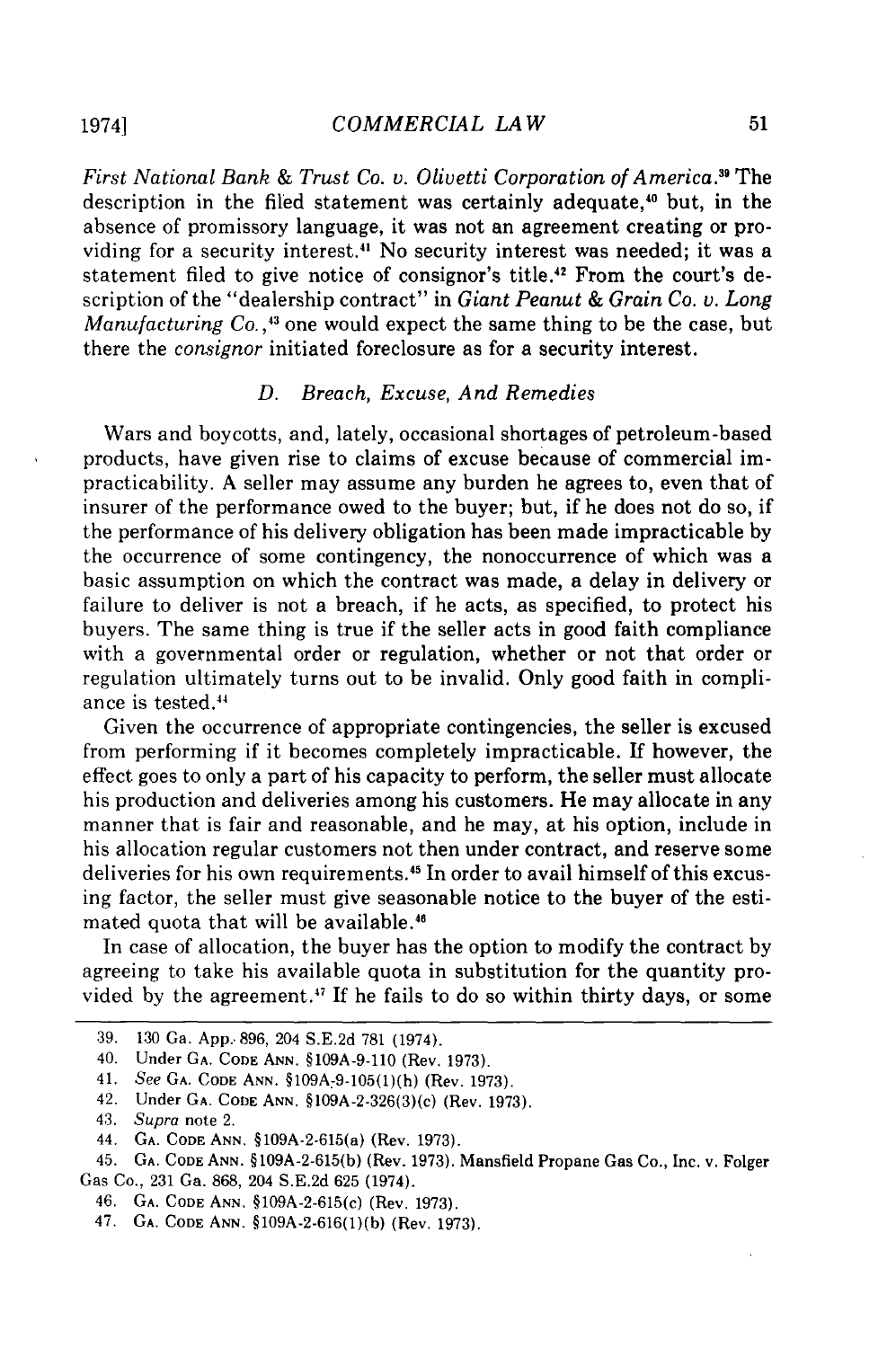*First National Bank & Trust Co. v. Olivetti Corporation of America.*[39] The description in the filed statement was certainly adequate,[40] but, in the absence of promissory language, it was not an agreement creating or providing for a security interest.[41] No security interest was needed; it was a statement filed to give notice of consignor's title.[42] From the court's description of the "dealership contract" in *Giant Peanut & Grain Co. v. Long Manufacturing Co.*,[43] one would expect the same thing to be the case, but there the *consignor* initiated foreclosure as for a security interest.

### *D. Breach, Excuse, And Remedies*

Wars and boycotts, and, lately, occasional shortages of petroleum-based products, have given rise to claims of excuse because of commercial impracticability. A seller may assume any burden he agrees to, even that of insurer of the performance owed to the buyer; but, if he does not do so, if the performance of his delivery obligation has been made impracticable by the occurrence of some contingency, the nonoccurrence of which was a basic assumption on which the contract was made, a delay in delivery or failure to deliver is not a breach, if he acts, as specified, to protect his buyers. The same thing is true if the seller acts in good faith compliance with a governmental order or regulation, whether or not that order or regulation ultimately turns out to be invalid. Only good faith in compliance is tested.[44]

Given the occurrence of appropriate contingencies, the seller is excused from performing if it becomes completely impracticable. If however, the effect goes to only a part of his capacity to perform, the seller must allocate his production and deliveries among his customers. He may allocate in any manner that is fair and reasonable, and he may, at his option, include in his allocation regular customers not then under contract, and reserve some deliveries for his own requirements.[45] In order to avail himself of this excusing factor, the seller must give seasonable notice to the buyer of the estimated quota that will be available.[46]

In case of allocation, the buyer has the option to modify the contract by agreeing to take his available quota in substitution for the quantity provided by the agreement.[47] If he fails to do so within thirty days, or some

---

39. 130 Ga. App. 896, 204 S.E.2d 781 (1974).

40. Under GA. CODE ANN. §109A-9-110 (Rev. 1973).

41. *See* GA. CODE ANN. §109A-9-105(1)(h) (Rev. 1973).

42. Under GA. CODE ANN. §109A-2-326(3)(c) (Rev. 1973).

43. *Supra* note 2.

44. GA. CODE ANN. §109A-2-615(a) (Rev. 1973).

45. GA. CODE ANN. §109A-2-615(b) (Rev. 1973). Mansfield Propane Gas Co., Inc. v. Folger Gas Co., 231 Ga. 868, 204 S.E.2d 625 (1974).

46. GA. CODE ANN. §109A-2-615(c) (Rev. 1973).

47. GA. CODE ANN. §109A-2-616(1)(b) (Rev. 1973).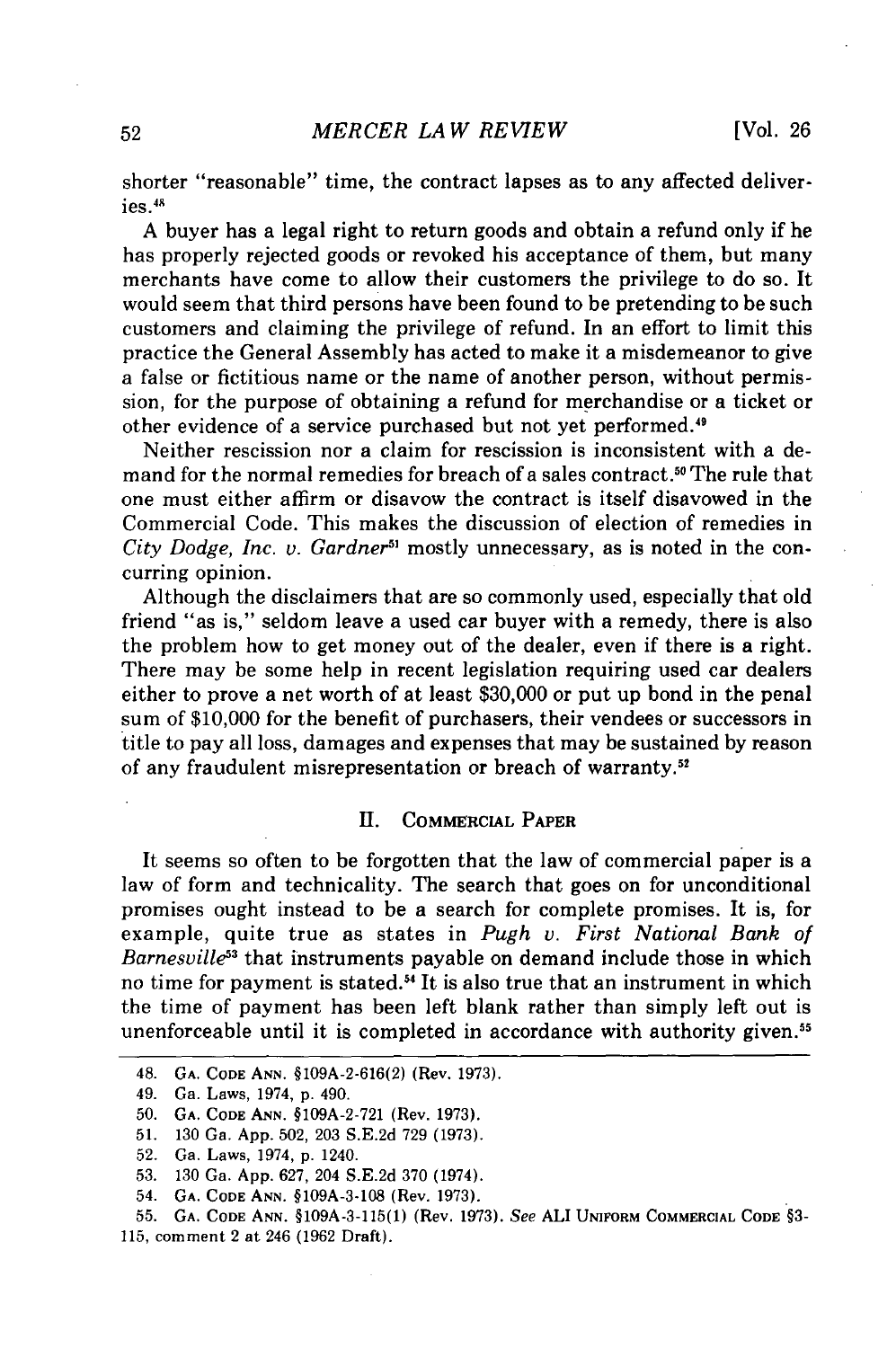shorter "reasonable" time, the contract lapses as to any affected deliveries.[48]

A buyer has a legal right to return goods and obtain a refund only if he has properly rejected goods or revoked his acceptance of them, but many merchants have come to allow their customers the privilege to do so. It would seem that third persons have been found to be pretending to be such customers and claiming the privilege of refund. In an effort to limit this practice the General Assembly has acted to make it a misdemeanor to give a false or fictitious name or the name of another person, without permission, for the purpose of obtaining a refund for merchandise or a ticket or other evidence of a service purchased but not yet performed.[49]

Neither rescission nor a claim for rescission is inconsistent with a demand for the normal remedies for breach of a sales contract.[50] The rule that one must either affirm or disavow the contract is itself disavowed in the Commercial Code. This makes the discussion of election of remedies in *City Dodge, Inc. v. Gardner*[51] mostly unnecessary, as is noted in the concurring opinion.

Although the disclaimers that are so commonly used, especially that old friend "as is," seldom leave a used car buyer with a remedy, there is also the problem how to get money out of the dealer, even if there is a right. There may be some help in recent legislation requiring used car dealers either to prove a net worth of at least $30,000 or put up bond in the penal sum of $10,000 for the benefit of purchasers, their vendees or successors in title to pay all loss, damages and expenses that may be sustained by reason of any fraudulent misrepresentation or breach of warranty.[52]

## II. Commercial Paper

It seems so often to be forgotten that the law of commercial paper is a law of form and technicality. The search that goes on for unconditional promises ought instead to be a search for complete promises. It is, for example, quite true as states in *Pugh v. First National Bank of Barnesville*[53] that instruments payable on demand include those in which no time for payment is stated.[54] It is also true that an instrument in which the time of payment has been left blank rather than simply left out is unenforceable until it is completed in accordance with authority given.[55]

---

48. Ga. Code Ann. §109A-2-616(2) (Rev. 1973).
49. Ga. Laws, 1974, p. 490.
50. Ga. Code Ann. §109A-2-721 (Rev. 1973).
51. 130 Ga. App. 502, 203 S.E.2d 729 (1973).
52. Ga. Laws, 1974, p. 1240.
53. 130 Ga. App. 627, 204 S.E.2d 370 (1974).
54. Ga. Code Ann. §109A-3-108 (Rev. 1973).
55. Ga. Code Ann. §109A-3-115(1) (Rev. 1973). *See* ALI Uniform Commercial Code §3-115, comment 2 at 246 (1962 Draft).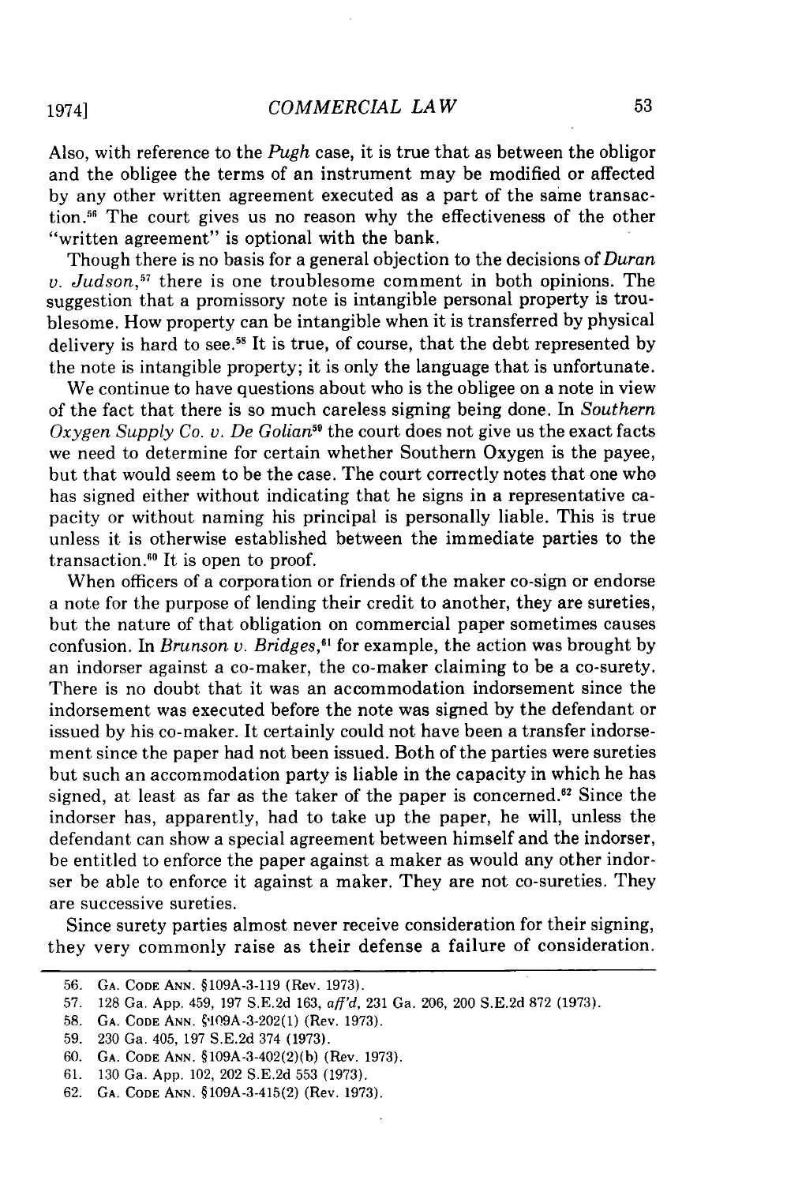Also, with reference to the *Pugh* case, it is true that as between the obligor and the obligee the terms of an instrument may be modified or affected by any other written agreement executed as a part of the same transaction.[56] The court gives us no reason why the effectiveness of the other "written agreement" is optional with the bank.

Though there is no basis for a general objection to the decisions of *Duran v. Judson*,[57] there is one troublesome comment in both opinions. The suggestion that a promissory note is intangible personal property is troublesome. How property can be intangible when it is transferred by physical delivery is hard to see.[58] It is true, of course, that the debt represented by the note is intangible property; it is only the language that is unfortunate.

We continue to have questions about who is the obligee on a note in view of the fact that there is so much careless signing being done. In *Southern Oxygen Supply Co. v. De Golian*[59] the court does not give us the exact facts we need to determine for certain whether Southern Oxygen is the payee, but that would seem to be the case. The court correctly notes that one who has signed either without indicating that he signs in a representative capacity or without naming his principal is personally liable. This is true unless it is otherwise established between the immediate parties to the transaction.[60] It is open to proof.

When officers of a corporation or friends of the maker co-sign or endorse a note for the purpose of lending their credit to another, they are sureties, but the nature of that obligation on commercial paper sometimes causes confusion. In *Brunson v. Bridges*,[61] for example, the action was brought by an indorser against a co-maker, the co-maker claiming to be a co-surety. There is no doubt that it was an accommodation indorsement since the indorsement was executed before the note was signed by the defendant or issued by his co-maker. It certainly could not have been a transfer indorsement since the paper had not been issued. Both of the parties were sureties but such an accommodation party is liable in the capacity in which he has signed, at least as far as the taker of the paper is concerned.[62] Since the indorser has, apparently, had to take up the paper, he will, unless the defendant can show a special agreement between himself and the indorser, be entitled to enforce the paper against a maker as would any other indorser be able to enforce it against a maker. They are not co-sureties. They are successive sureties.

Since surety parties almost never receive consideration for their signing, they very commonly raise as their defense a failure of consideration.

---

56. GA. CODE ANN. §109A-3-119 (Rev. 1973).
57. 128 Ga. App. 459, 197 S.E.2d 163, *aff'd*, 231 Ga. 206, 200 S.E.2d 872 (1973).
58. GA. CODE ANN. §109A-3-202(1) (Rev. 1973).
59. 230 Ga. 405, 197 S.E.2d 374 (1973).
60. GA. CODE ANN. §109A-3-402(2)(b) (Rev. 1973).
61. 130 Ga. App. 102, 202 S.E.2d 553 (1973).
62. GA. CODE ANN. §109A-3-415(2) (Rev. 1973).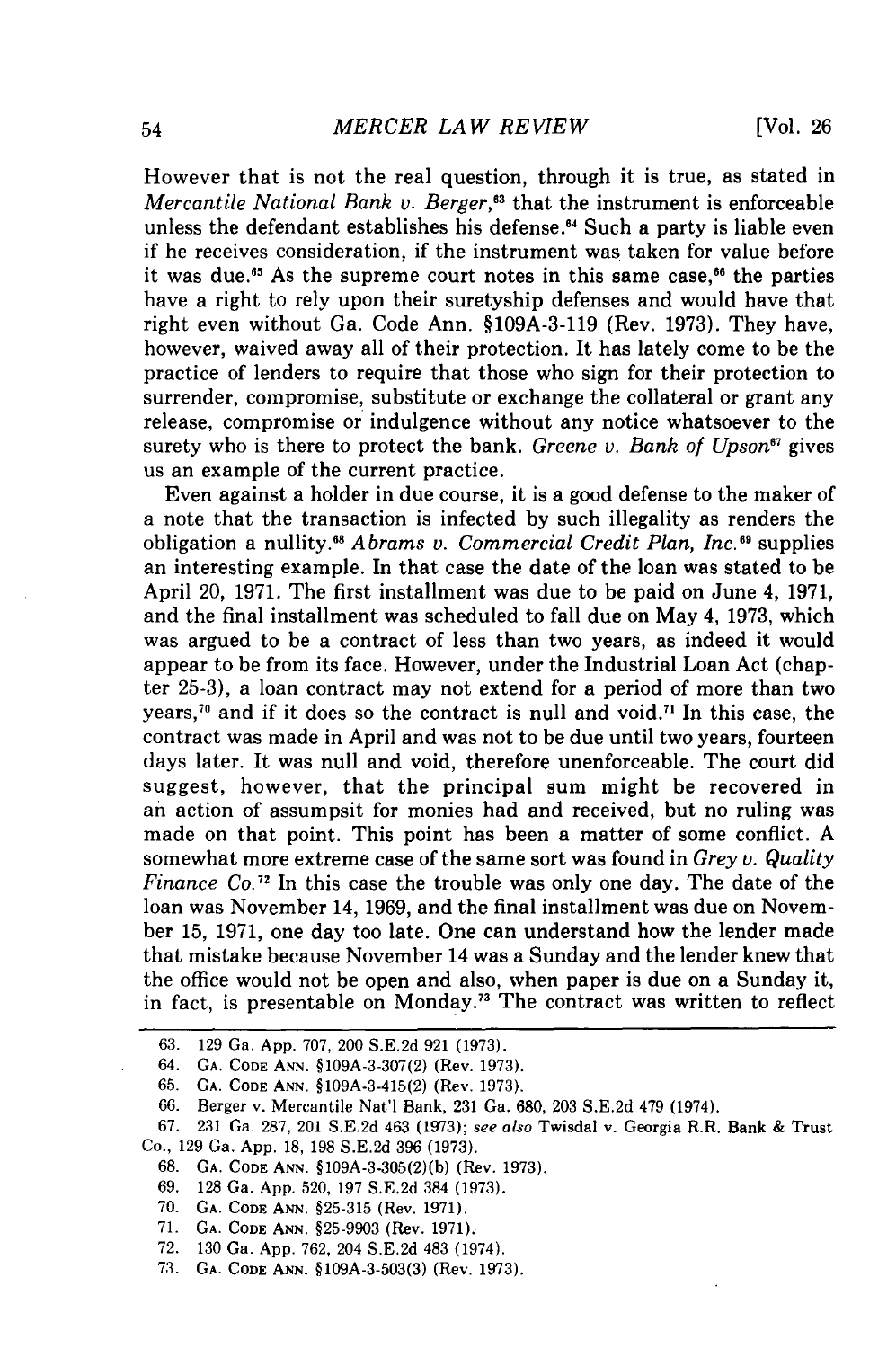However that is not the real question, through it is true, as stated in *Mercantile National Bank v. Berger*,[63] that the instrument is enforceable unless the defendant establishes his defense.[64] Such a party is liable even if he receives consideration, if the instrument was taken for value before it was due.[65] As the supreme court notes in this same case,[66] the parties have a right to rely upon their suretyship defenses and would have that right even without Ga. Code Ann. §109A-3-119 (Rev. 1973). They have, however, waived away all of their protection. It has lately come to be the practice of lenders to require that those who sign for their protection to surrender, compromise, substitute or exchange the collateral or grant any release, compromise or indulgence without any notice whatsoever to the surety who is there to protect the bank. *Greene v. Bank of Upson*[67] gives us an example of the current practice.

Even against a holder in due course, it is a good defense to the maker of a note that the transaction is infected by such illegality as renders the obligation a nullity.[68] *Abrams v. Commercial Credit Plan, Inc.*[69] supplies an interesting example. In that case the date of the loan was stated to be April 20, 1971. The first installment was due to be paid on June 4, 1971, and the final installment was scheduled to fall due on May 4, 1973, which was argued to be a contract of less than two years, as indeed it would appear to be from its face. However, under the Industrial Loan Act (chapter 25-3), a loan contract may not extend for a period of more than two years,[70] and if it does so the contract is null and void.[71] In this case, the contract was made in April and was not to be due until two years, fourteen days later. It was null and void, therefore unenforceable. The court did suggest, however, that the principal sum might be recovered in an action of assumpsit for monies had and received, but no ruling was made on that point. This point has been a matter of some conflict. A somewhat more extreme case of the same sort was found in *Grey v. Quality Finance Co.*[72] In this case the trouble was only one day. The date of the loan was November 14, 1969, and the final installment was due on November 15, 1971, one day too late. One can understand how the lender made that mistake because November 14 was a Sunday and the lender knew that the office would not be open and also, when paper is due on a Sunday it, in fact, is presentable on Monday.[73] The contract was written to reflect

---

63. 129 Ga. App. 707, 200 S.E.2d 921 (1973).
64. Ga. Code Ann. §109A-3-307(2) (Rev. 1973).
65. Ga. Code Ann. §109A-3-415(2) (Rev. 1973).
66. Berger v. Mercantile Nat'l Bank, 231 Ga. 680, 203 S.E.2d 479 (1974).
67. 231 Ga. 287, 201 S.E.2d 463 (1973); *see also* Twisdal v. Georgia R.R. Bank & Trust Co., 129 Ga. App. 18, 198 S.E.2d 396 (1973).
68. Ga. Code Ann. §109A-3-305(2)(b) (Rev. 1973).
69. 128 Ga. App. 520, 197 S.E.2d 384 (1973).
70. Ga. Code Ann. §25-315 (Rev. 1971).
71. Ga. Code Ann. §25-9903 (Rev. 1971).
72. 130 Ga. App. 762, 204 S.E.2d 483 (1974).
73. Ga. Code Ann. §109A-3-503(3) (Rev. 1973).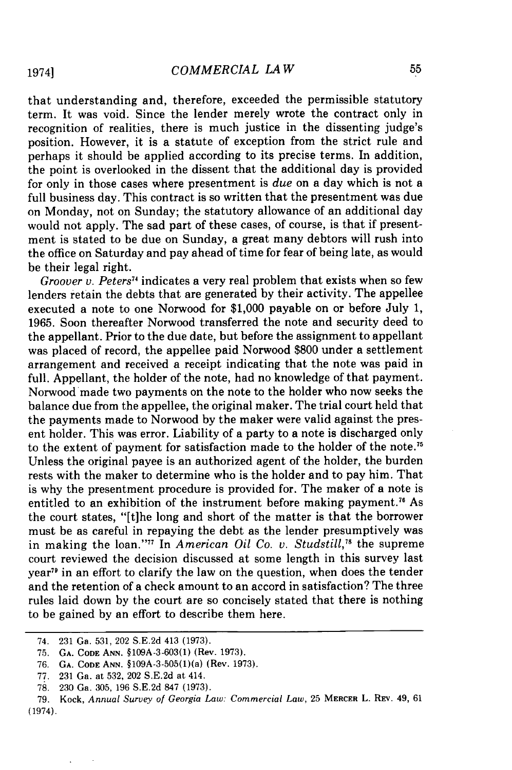that understanding and, therefore, exceeded the permissible statutory term. It was void. Since the lender merely wrote the contract only in recognition of realities, there is much justice in the dissenting judge's position. However, it is a statute of exception from the strict rule and perhaps it should be applied according to its precise terms. In addition, the point is overlooked in the dissent that the additional day is provided for only in those cases where presentment is *due* on a day which is not a full business day. This contract is so written that the presentment was due on Monday, not on Sunday; the statutory allowance of an additional day would not apply. The sad part of these cases, of course, is that if presentment is stated to be due on Sunday, a great many debtors will rush into the office on Saturday and pay ahead of time for fear of being late, as would be their legal right.

*Groover v. Peters*[74] indicates a very real problem that exists when so few lenders retain the debts that are generated by their activity. The appellee executed a note to one Norwood for $1,000 payable on or before July 1, 1965. Soon thereafter Norwood transferred the note and security deed to the appellant. Prior to the due date, but before the assignment to appellant was placed of record, the appellee paid Norwood $800 under a settlement arrangement and received a receipt indicating that the note was paid in full. Appellant, the holder of the note, had no knowledge of that payment. Norwood made two payments on the note to the holder who now seeks the balance due from the appellee, the original maker. The trial court held that the payments made to Norwood by the maker were valid against the present holder. This was error. Liability of a party to a note is discharged only to the extent of payment for satisfaction made to the holder of the note.[75] Unless the original payee is an authorized agent of the holder, the burden rests with the maker to determine who is the holder and to pay him. That is why the presentment procedure is provided for. The maker of a note is entitled to an exhibition of the instrument before making payment.[76] As the court states, "[t]he long and short of the matter is that the borrower must be as careful in repaying the debt as the lender presumptively was in making the loan."[77] In *American Oil Co. v. Studstill*,[78] the supreme court reviewed the decision discussed at some length in this survey last year[79] in an effort to clarify the law on the question, when does the tender and the retention of a check amount to an accord in satisfaction? The three rules laid down by the court are so concisely stated that there is nothing to be gained by an effort to describe them here.

---

74. 231 Ga. 531, 202 S.E.2d 413 (1973).

75. GA. CODE ANN. §109A-3-603(1) (Rev. 1973).

76. GA. CODE ANN. §109A-3-505(1)(a) (Rev. 1973).

77. 231 Ga. at 532, 202 S.E.2d at 414.

78. 230 Ga. 305, 196 S.E.2d 847 (1973).

79. Kock, *Annual Survey of Georgia Law: Commercial Law*, 25 MERCER L. REV. 49, 61 (1974).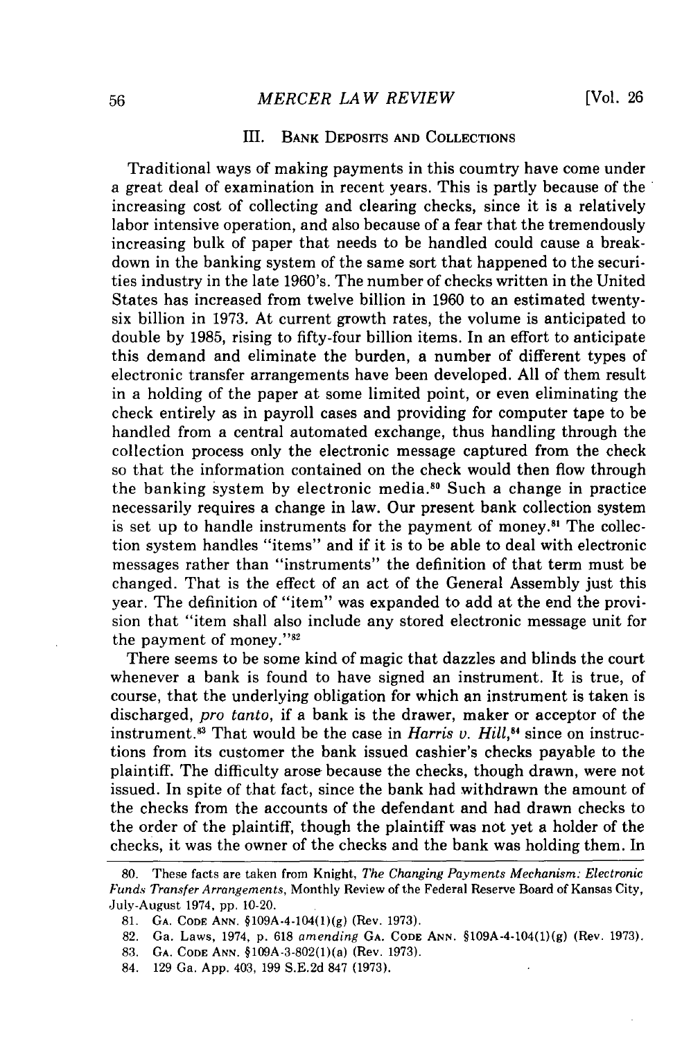### III. BANK DEPOSITS AND COLLECTIONS

Traditional ways of making payments in this coumtry have come under a great deal of examination in recent years. This is partly because of the increasing cost of collecting and clearing checks, since it is a relatively labor intensive operation, and also because of a fear that the tremendously increasing bulk of paper that needs to be handled could cause a breakdown in the banking system of the same sort that happened to the securities industry in the late 1960's. The number of checks written in the United States has increased from twelve billion in 1960 to an estimated twenty-six billion in 1973. At current growth rates, the volume is anticipated to double by 1985, rising to fifty-four billion items. In an effort to anticipate this demand and eliminate the burden, a number of different types of electronic transfer arrangements have been developed. All of them result in a holding of the paper at some limited point, or even eliminating the check entirely as in payroll cases and providing for computer tape to be handled from a central automated exchange, thus handling through the collection process only the electronic message captured from the check so that the information contained on the check would then flow through the banking system by electronic media.[80] Such a change in practice necessarily requires a change in law. Our present bank collection system is set up to handle instruments for the payment of money.[81] The collection system handles "items" and if it is to be able to deal with electronic messages rather than "instruments" the definition of that term must be changed. That is the effect of an act of the General Assembly just this year. The definition of "item" was expanded to add at the end the provision that "item shall also include any stored electronic message unit for the payment of money."[82]

There seems to be some kind of magic that dazzles and blinds the court whenever a bank is found to have signed an instrument. It is true, of course, that the underlying obligation for which an instrument is taken is discharged, *pro tanto*, if a bank is the drawer, maker or acceptor of the instrument.[83] That would be the case in *Harris v. Hill*,[84] since on instructions from its customer the bank issued cashier's checks payable to the plaintiff. The difficulty arose because the checks, though drawn, were not issued. In spite of that fact, since the bank had withdrawn the amount of the checks from the accounts of the defendant and had drawn checks to the order of the plaintiff, though the plaintiff was not yet a holder of the checks, it was the owner of the checks and the bank was holding them. In

80. These facts are taken from Knight, *The Changing Payments Mechanism: Electronic Funds Transfer Arrangements*, Monthly Review of the Federal Reserve Board of Kansas City, July-August 1974, pp. 10-20.

81. GA. CODE ANN. §109A-4-104(1)(g) (Rev. 1973).

82. Ga. Laws, 1974, p. 618 *amending* GA. CODE ANN. §109A-4-104(1)(g) (Rev. 1973).

83. GA. CODE ANN. §109A-3-802(1)(a) (Rev. 1973).

84. 129 Ga. App. 403, 199 S.E.2d 847 (1973).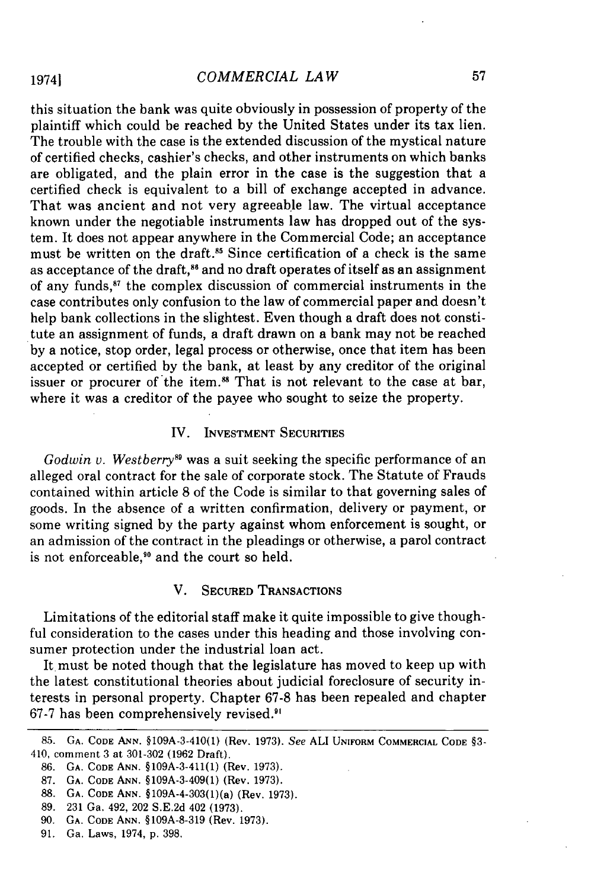this situation the bank was quite obviously in possession of property of the plaintiff which could be reached by the United States under its tax lien. The trouble with the case is the extended discussion of the mystical nature of certified checks, cashier's checks, and other instruments on which banks are obligated, and the plain error in the case is the suggestion that a certified check is equivalent to a bill of exchange accepted in advance. That was ancient and not very agreeable law. The virtual acceptance known under the negotiable instruments law has dropped out of the system. It does not appear anywhere in the Commercial Code; an acceptance must be written on the draft.[85] Since certification of a check is the same as acceptance of the draft,[86] and no draft operates of itself as an assignment of any funds,[87] the complex discussion of commercial instruments in the case contributes only confusion to the law of commercial paper and doesn't help bank collections in the slightest. Even though a draft does not constitute an assignment of funds, a draft drawn on a bank may not be reached by a notice, stop order, legal process or otherwise, once that item has been accepted or certified by the bank, at least by any creditor of the original issuer or procurer of the item.[88] That is not relevant to the case at bar, where it was a creditor of the payee who sought to seize the property.

## IV. Investment Securities

*Godwin v. Westberry*[89] was a suit seeking the specific performance of an alleged oral contract for the sale of corporate stock. The Statute of Frauds contained within article 8 of the Code is similar to that governing sales of goods. In the absence of a written confirmation, delivery or payment, or some writing signed by the party against whom enforcement is sought, or an admission of the contract in the pleadings or otherwise, a parol contract is not enforceable,[90] and the court so held.

## V. Secured Transactions

Limitations of the editorial staff make it quite impossible to give thoughful consideration to the cases under this heading and those involving consumer protection under the industrial loan act.

It must be noted though that the legislature has moved to keep up with the latest constitutional theories about judicial foreclosure of security interests in personal property. Chapter 67-8 has been repealed and chapter 67-7 has been comprehensively revised.[91]

---

85. Ga. Code Ann. §109A-3-410(1) (Rev. 1973). *See* ALI Uniform Commercial Code §3-410, comment 3 at 301-302 (1962 Draft).

86. Ga. Code Ann. §109A-3-411(1) (Rev. 1973).

87. Ga. Code Ann. §109A-3-409(1) (Rev. 1973).

88. Ga. Code Ann. §109A-4-303(1)(a) (Rev. 1973).

89. 231 Ga. 492, 202 S.E.2d 402 (1973).

90. Ga. Code Ann. §109A-8-319 (Rev. 1973).

91. Ga. Laws, 1974, p. 398.